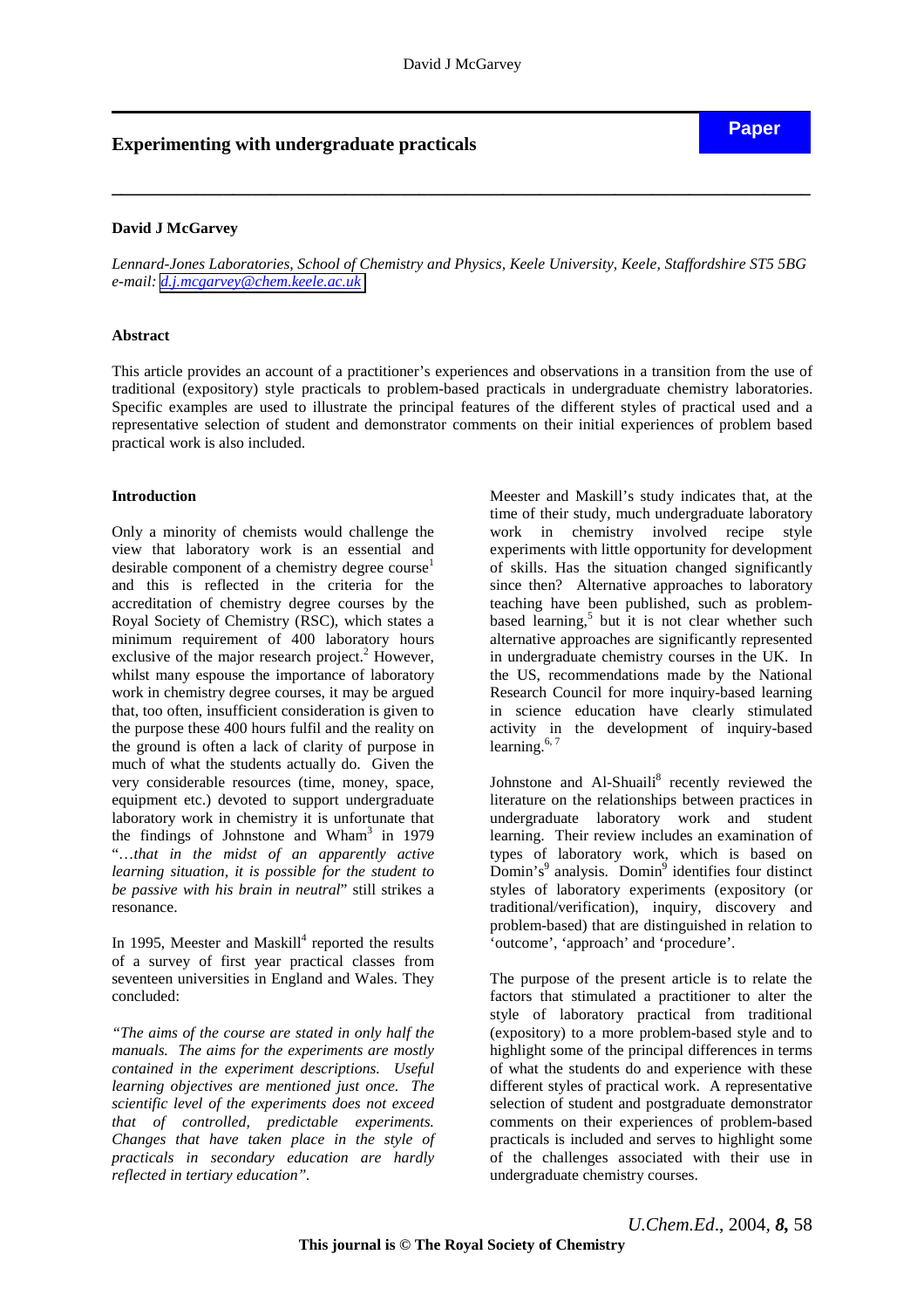# Experimenting with undergraduate practicals

**Paper**

**David J McGarvey**

*Lennard-Jones Laboratories, School of Chemistry and Physics, Keele University, Keele, Staffordshire ST5 5BG*
*e-mail: [d.j.mcgarvey@chem.keele.ac.uk](mailto:d.j.mcgarvey@chem.keele.ac.uk)*

## Abstract

This article provides an account of a practitioner's experiences and observations in a transition from the use of traditional (expository) style practicals to problem-based practicals in undergraduate chemistry laboratories. Specific examples are used to illustrate the principal features of the different styles of practical used and a representative selection of student and demonstrator comments on their initial experiences of problem based practical work is also included.

## Introduction

Only a minority of chemists would challenge the view that laboratory work is an essential and desirable component of a chemistry degree course[1] and this is reflected in the criteria for the accreditation of chemistry degree courses by the Royal Society of Chemistry (RSC), which states a minimum requirement of 400 laboratory hours exclusive of the major research project.[2] However, whilst many espouse the importance of laboratory work in chemistry degree courses, it may be argued that, too often, insufficient consideration is given to the purpose these 400 hours fulfil and the reality on the ground is often a lack of clarity of purpose in much of what the students actually do. Given the very considerable resources (time, money, space, equipment etc.) devoted to support undergraduate laboratory work in chemistry it is unfortunate that the findings of Johnstone and Wham[3] in 1979 "*…that in the midst of an apparently active learning situation, it is possible for the student to be passive with his brain in neutral*" still strikes a resonance.

In 1995, Meester and Maskill[4] reported the results of a survey of first year practical classes from seventeen universities in England and Wales. They concluded:

*"The aims of the course are stated in only half the manuals. The aims for the experiments are mostly contained in the experiment descriptions. Useful learning objectives are mentioned just once. The scientific level of the experiments does not exceed that of controlled, predictable experiments. Changes that have taken place in the style of practicals in secondary education are hardly reflected in tertiary education".*

Meester and Maskill's study indicates that, at the time of their study, much undergraduate laboratory work in chemistry involved recipe style experiments with little opportunity for development of skills. Has the situation changed significantly since then? Alternative approaches to laboratory teaching have been published, such as problem-based learning,[5] but it is not clear whether such alternative approaches are significantly represented in undergraduate chemistry courses in the UK. In the US, recommendations made by the National Research Council for more inquiry-based learning in science education have clearly stimulated activity in the development of inquiry-based learning.[6, 7]

Johnstone and Al-Shuaili[8] recently reviewed the literature on the relationships between practices in undergraduate laboratory work and student learning. Their review includes an examination of types of laboratory work, which is based on Domin's[9] analysis. Domin[9] identifies four distinct styles of laboratory experiments (expository (or traditional/verification), inquiry, discovery and problem-based) that are distinguished in relation to 'outcome', 'approach' and 'procedure'.

The purpose of the present article is to relate the factors that stimulated a practitioner to alter the style of laboratory practical from traditional (expository) to a more problem-based style and to highlight some of the principal differences in terms of what the students do and experience with these different styles of practical work. A representative selection of student and postgraduate demonstrator comments on their experiences of problem-based practicals is included and serves to highlight some of the challenges associated with their use in undergraduate chemistry courses.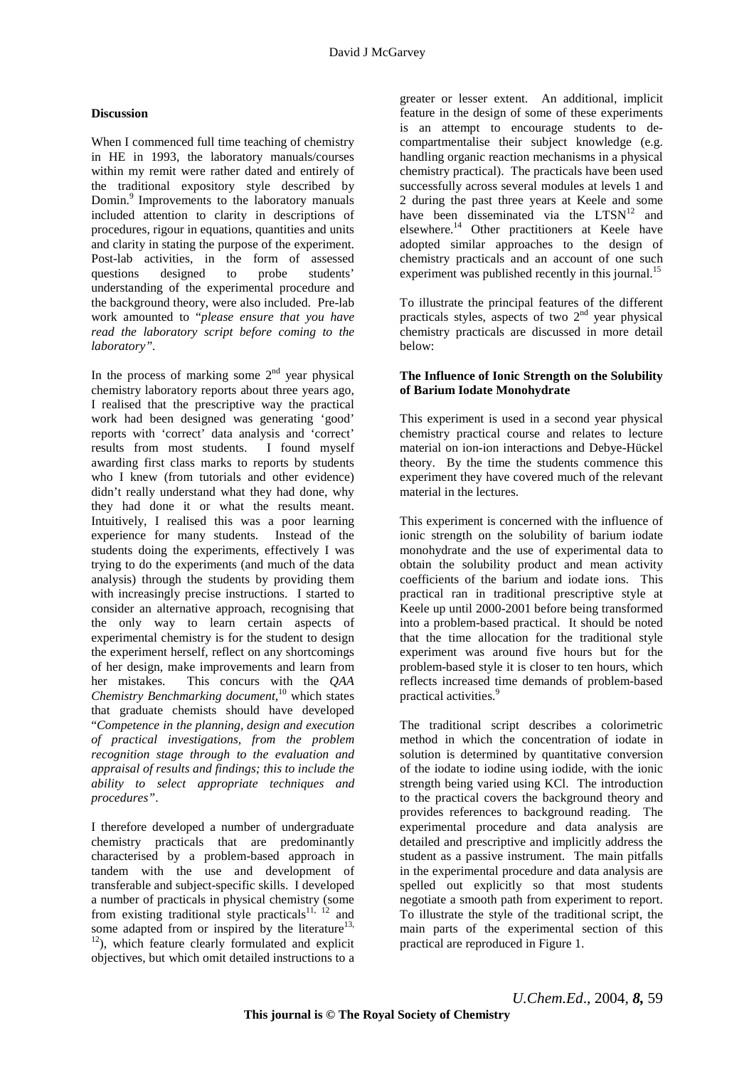**Discussion**

When I commenced full time teaching of chemistry in HE in 1993, the laboratory manuals/courses within my remit were rather dated and entirely of the traditional expository style described by Domin.[9] Improvements to the laboratory manuals included attention to clarity in descriptions of procedures, rigour in equations, quantities and units and clarity in stating the purpose of the experiment. Post-lab activities, in the form of assessed questions designed to probe students' understanding of the experimental procedure and the background theory, were also included. Pre-lab work amounted to "*please ensure that you have read the laboratory script before coming to the laboratory*".

In the process of marking some 2nd year physical chemistry laboratory reports about three years ago, I realised that the prescriptive way the practical work had been designed was generating 'good' reports with 'correct' data analysis and 'correct' results from most students. I found myself awarding first class marks to reports by students who I knew (from tutorials and other evidence) didn't really understand what they had done, why they had done it or what the results meant. Intuitively, I realised this was a poor learning experience for many students. Instead of the students doing the experiments, effectively I was trying to do the experiments (and much of the data analysis) through the students by providing them with increasingly precise instructions. I started to consider an alternative approach, recognising that the only way to learn certain aspects of experimental chemistry is for the student to design the experiment herself, reflect on any shortcomings of her design, make improvements and learn from her mistakes. This concurs with the *QAA Chemistry Benchmarking document*,[10] which states that graduate chemists should have developed "*Competence in the planning, design and execution of practical investigations, from the problem recognition stage through to the evaluation and appraisal of results and findings; this to include the ability to select appropriate techniques and procedures*".

I therefore developed a number of undergraduate chemistry practicals that are predominantly characterised by a problem-based approach in tandem with the use and development of transferable and subject-specific skills. I developed a number of practicals in physical chemistry (some from existing traditional style practicals[11, 12] and some adapted from or inspired by the literature[13, 12]), which feature clearly formulated and explicit objectives, but which omit detailed instructions to a greater or lesser extent. An additional, implicit feature in the design of some of these experiments is an attempt to encourage students to de-compartmentalise their subject knowledge (e.g. handling organic reaction mechanisms in a physical chemistry practical). The practicals have been used successfully across several modules at levels 1 and 2 during the past three years at Keele and some have been disseminated via the LTSN[12] and elsewhere.[14] Other practitioners at Keele have adopted similar approaches to the design of chemistry practicals and an account of one such experiment was published recently in this journal.[15]

To illustrate the principal features of the different practicals styles, aspects of two 2nd year physical chemistry practicals are discussed in more detail below:

**The Influence of Ionic Strength on the Solubility of Barium Iodate Monohydrate**

This experiment is used in a second year physical chemistry practical course and relates to lecture material on ion-ion interactions and Debye-Hückel theory. By the time the students commence this experiment they have covered much of the relevant material in the lectures.

This experiment is concerned with the influence of ionic strength on the solubility of barium iodate monohydrate and the use of experimental data to obtain the solubility product and mean activity coefficients of the barium and iodate ions. This practical ran in traditional prescriptive style at Keele up until 2000-2001 before being transformed into a problem-based practical. It should be noted that the time allocation for the traditional style experiment was around five hours but for the problem-based style it is closer to ten hours, which reflects increased time demands of problem-based practical activities.[9]

The traditional script describes a colorimetric method in which the concentration of iodate in solution is determined by quantitative conversion of the iodate to iodine using iodide, with the ionic strength being varied using KCl. The introduction to the practical covers the background theory and provides references to background reading. The experimental procedure and data analysis are detailed and prescriptive and implicitly address the student as a passive instrument. The main pitfalls in the experimental procedure and data analysis are spelled out explicitly so that most students negotiate a smooth path from experiment to report. To illustrate the style of the traditional script, the main parts of the experimental section of this practical are reproduced in Figure 1.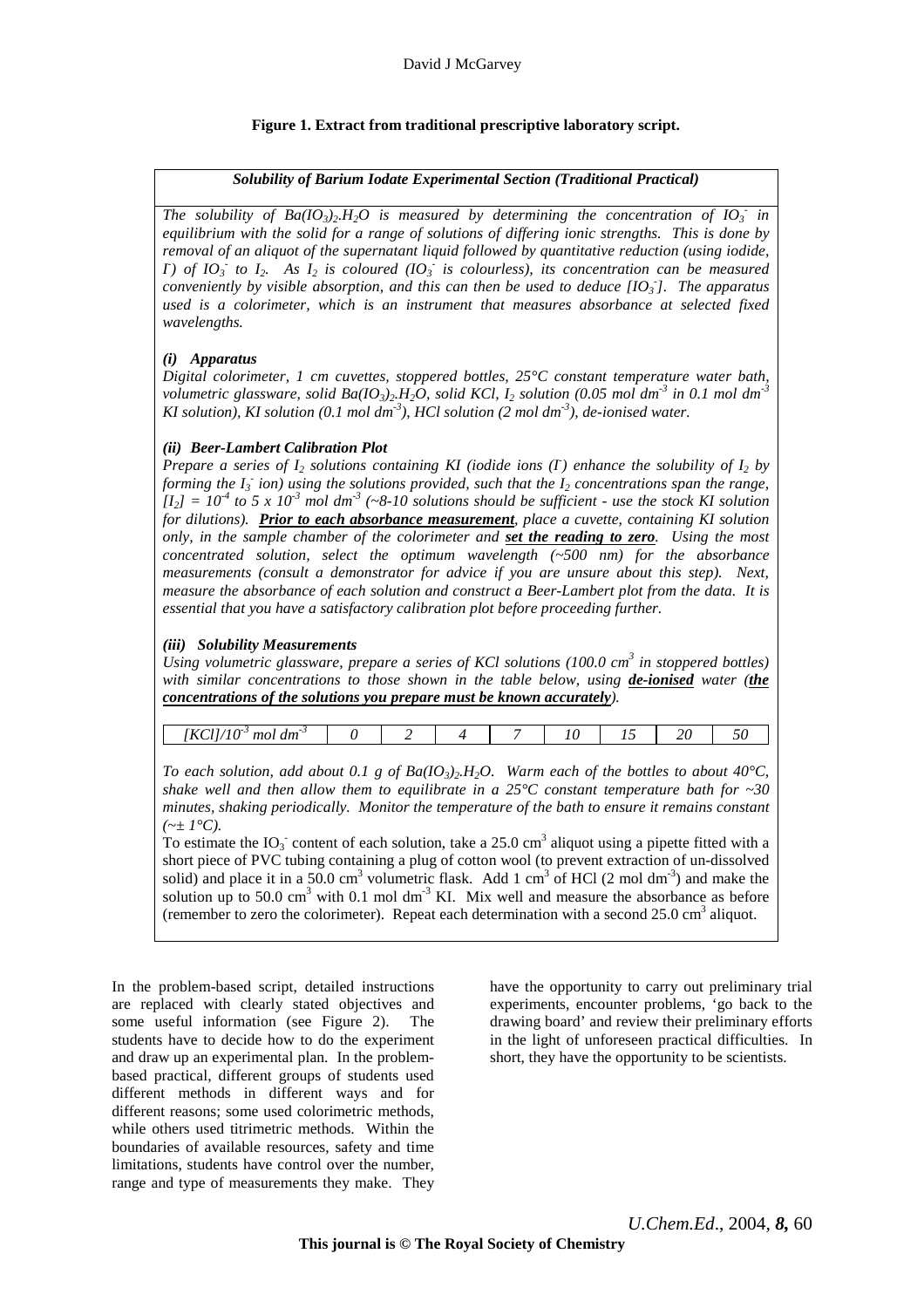**Figure 1. Extract from traditional prescriptive laboratory script.**

***Solubility of Barium Iodate Experimental Section (Traditional Practical)***

*The solubility of $Ba(IO_3)_2.H_2O$ is measured by determining the concentration of $IO_3^-$ in equilibrium with the solid for a range of solutions of differing ionic strengths. This is done by removal of an aliquot of the supernatant liquid followed by quantitative reduction (using iodide, $I^-$) of $IO_3^-$ to $I_2$. As $I_2$ is coloured ($IO_3^-$ is colourless), its concentration can be measured conveniently by visible absorption, and this can then be used to deduce $[IO_3^-]$. The apparatus used is a colorimeter, which is an instrument that measures absorbance at selected fixed wavelengths.*

***(i) Apparatus***

*Digital colorimeter, 1 cm cuvettes, stoppered bottles, 25°C constant temperature water bath, volumetric glassware, solid $Ba(IO_3)_2.H_2O$, solid KCl, $I_2$ solution (0.05 mol $dm^{-3}$ in 0.1 mol $dm^{-3}$ KI solution), KI solution (0.1 mol $dm^{-3}$), HCl solution (2 mol $dm^{-3}$), de-ionised water.*

***(ii) Beer-Lambert Calibration Plot***

*Prepare a series of $I_2$ solutions containing KI (iodide ions ($I^-$) enhance the solubility of $I_2$ by forming the $I_3^-$ ion) using the solutions provided, such that the $I_2$ concentrations span the range, $[I_2] = 10^{-4}$ to $5 \times 10^{-3}$ mol $dm^{-3}$ (~8-10 solutions should be sufficient - use the stock KI solution for dilutions). **Prior to each absorbance measurement**, place a cuvette, containing KI solution only, in the sample chamber of the colorimeter and **set the reading to zero**. Using the most concentrated solution, select the optimum wavelength (~500 nm) for the absorbance measurements (consult a demonstrator for advice if you are unsure about this step). Next, measure the absorbance of each solution and construct a Beer-Lambert plot from the data. It is essential that you have a satisfactory calibration plot before proceeding further.*

***(iii) Solubility Measurements***

*Using volumetric glassware, prepare a series of KCl solutions (100.0 $cm^3$ in stoppered bottles) with similar concentrations to those shown in the table below, using **de-ionised** water (**the concentrations of the solutions you prepare must be known accurately**).*

| $[KCl]/10^{-3}$ mol $dm^{-3}$ | 0 | 2 | 4 | 7 | 10 | 15 | 20 | 50 |
|---|---|---|---|---|---|---|---|---|

*To each solution, add about 0.1 g of $Ba(IO_3)_2.H_2O$. Warm each of the bottles to about 40°C, shake well and then allow them to equilibrate in a 25°C constant temperature bath for ~30 minutes, shaking periodically. Monitor the temperature of the bath to ensure it remains constant (~± 1°C).*

To estimate the $IO_3^-$ content of each solution, take a 25.0 $cm^3$ aliquot using a pipette fitted with a short piece of PVC tubing containing a plug of cotton wool (to prevent extraction of un-dissolved solid) and place it in a 50.0 $cm^3$ volumetric flask. Add 1 $cm^3$ of HCl (2 mol $dm^{-3}$) and make the solution up to 50.0 $cm^3$ with 0.1 mol $dm^{-3}$ KI. Mix well and measure the absorbance as before (remember to zero the colorimeter). Repeat each determination with a second 25.0 $cm^3$ aliquot.

In the problem-based script, detailed instructions are replaced with clearly stated objectives and some useful information (see Figure 2). The students have to decide how to do the experiment and draw up an experimental plan. In the problem-based practical, different groups of students used different methods in different ways and for different reasons; some used colorimetric methods, while others used titrimetric methods. Within the boundaries of available resources, safety and time limitations, students have control over the number, range and type of measurements they make. They have the opportunity to carry out preliminary trial experiments, encounter problems, 'go back to the drawing board' and review their preliminary efforts in the light of unforeseen practical difficulties. In short, they have the opportunity to be scientists.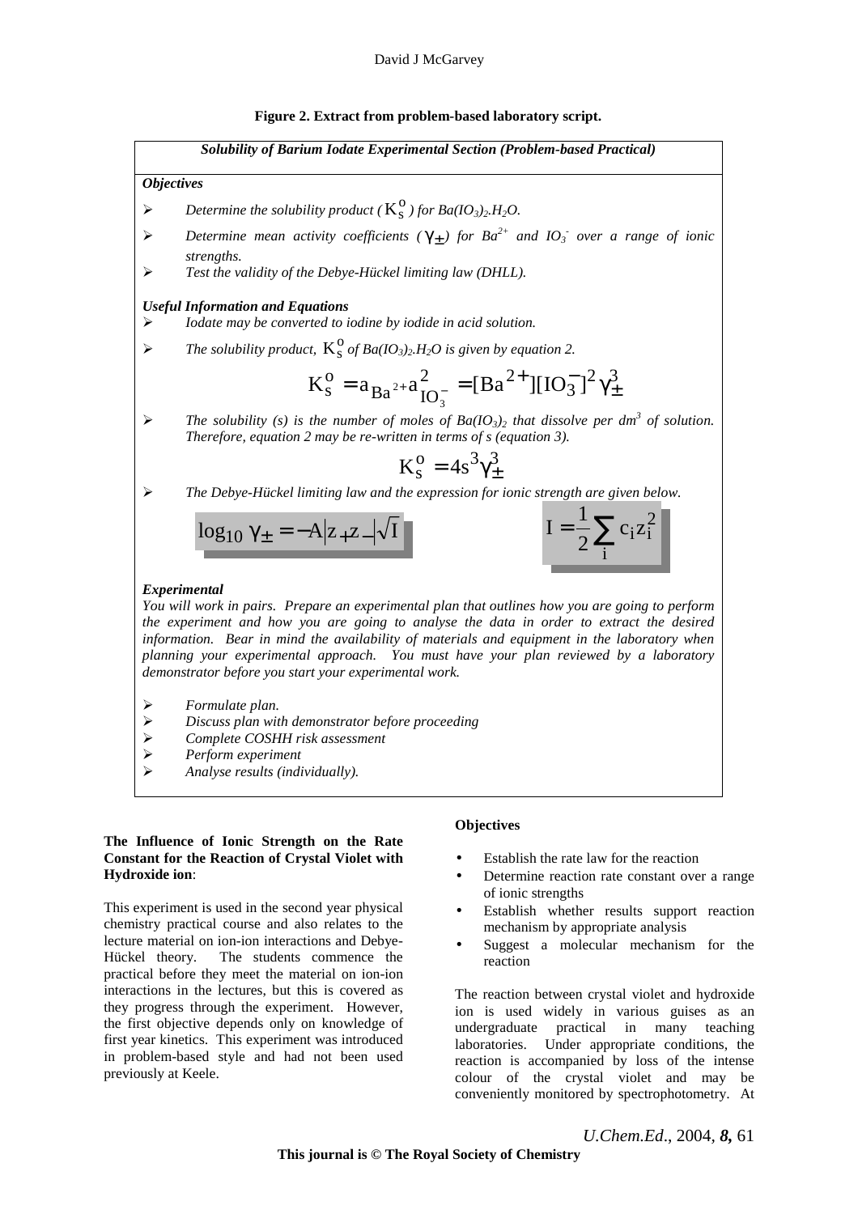**Figure 2. Extract from problem-based laboratory script.**

***Solubility of Barium Iodate Experimental Section (Problem-based Practical)***

***Objectives***

- *Determine the solubility product ($K_s^o$) for $Ba(IO_3)_2.H_2O$.*
- *Determine mean activity coefficients ($\gamma_\pm$) for $Ba^{2+}$ and $IO_3^-$ over a range of ionic strengths.*
- *Test the validity of the Debye-Hückel limiting law (DHLL).*

***Useful Information and Equations***

- *Iodate may be converted to iodine by iodide in acid solution.*
- *The solubility product, $K_s^o$ of $Ba(IO_3)_2.H_2O$ is given by equation 2.*

$$K_s^o = a_{Ba^{2+}} a_{IO_3^-}^2 = [Ba^{2+}][IO_3^-]^2 \gamma_\pm^3$$

- *The solubility (s) is the number of moles of $Ba(IO_3)_2$ that dissolve per $dm^3$ of solution. Therefore, equation 2 may be re-written in terms of s (equation 3).*

$$K_s^o = 4s^3\gamma_\pm^3$$

- *The Debye-Hückel limiting law and the expression for ionic strength are given below.*

$$\log_{10}\gamma_\pm = -A|z_+z_-|\sqrt{I} \qquad\qquad I = \frac{1}{2}\sum_i c_i z_i^2$$

***Experimental***

*You will work in pairs. Prepare an experimental plan that outlines how you are going to perform the experiment and how you are going to analyse the data in order to extract the desired information. Bear in mind the availability of materials and equipment in the laboratory when planning your experimental approach. You must have your plan reviewed by a laboratory demonstrator before you start your experimental work.*

- *Formulate plan.*
- *Discuss plan with demonstrator before proceeding*
- *Complete COSHH risk assessment*
- *Perform experiment*
- *Analyse results (individually).*

**The Influence of Ionic Strength on the Rate Constant for the Reaction of Crystal Violet with Hydroxide ion**:

This experiment is used in the second year physical chemistry practical course and also relates to the lecture material on ion-ion interactions and Debye-Hückel theory. The students commence the practical before they meet the material on ion-ion interactions in the lectures, but this is covered as they progress through the experiment. However, the first objective depends only on knowledge of first year kinetics. This experiment was introduced in problem-based style and had not been used previously at Keele.

**Objectives**

- Establish the rate law for the reaction
- Determine reaction rate constant over a range of ionic strengths
- Establish whether results support reaction mechanism by appropriate analysis
- Suggest a molecular mechanism for the reaction

The reaction between crystal violet and hydroxide ion is used widely in various guises as an undergraduate practical in many teaching laboratories. Under appropriate conditions, the reaction is accompanied by loss of the intense colour of the crystal violet and may be conveniently monitored by spectrophotometry. At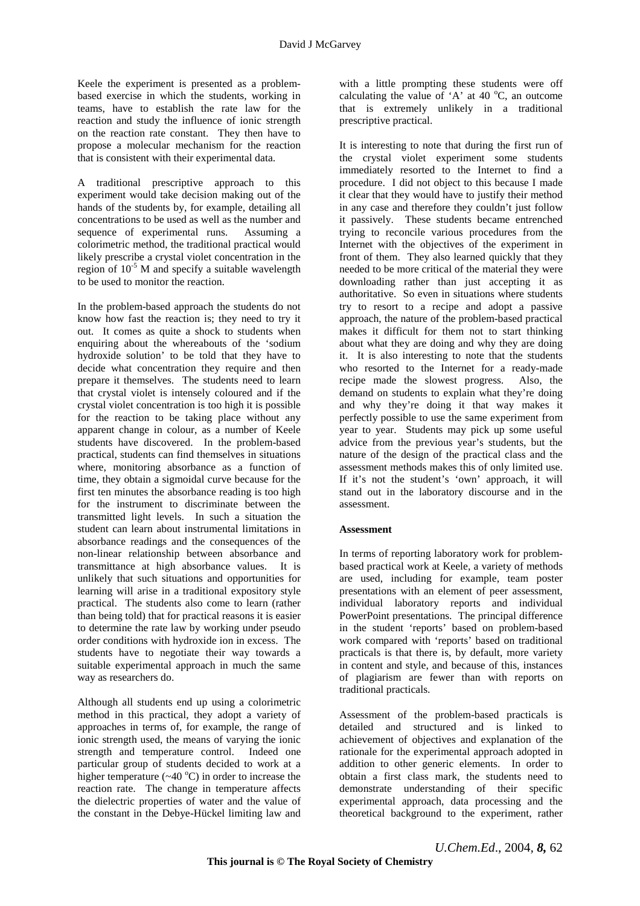Keele the experiment is presented as a problem-based exercise in which the students, working in teams, have to establish the rate law for the reaction and study the influence of ionic strength on the reaction rate constant. They then have to propose a molecular mechanism for the reaction that is consistent with their experimental data.

A traditional prescriptive approach to this experiment would take decision making out of the hands of the students by, for example, detailing all concentrations to be used as well as the number and sequence of experimental runs. Assuming a colorimetric method, the traditional practical would likely prescribe a crystal violet concentration in the region of $10^{-5}$ M and specify a suitable wavelength to be used to monitor the reaction.

In the problem-based approach the students do not know how fast the reaction is; they need to try it out. It comes as quite a shock to students when enquiring about the whereabouts of the 'sodium hydroxide solution' to be told that they have to decide what concentration they require and then prepare it themselves. The students need to learn that crystal violet is intensely coloured and if the crystal violet concentration is too high it is possible for the reaction to be taking place without any apparent change in colour, as a number of Keele students have discovered. In the problem-based practical, students can find themselves in situations where, monitoring absorbance as a function of time, they obtain a sigmoidal curve because for the first ten minutes the absorbance reading is too high for the instrument to discriminate between the transmitted light levels. In such a situation the student can learn about instrumental limitations in absorbance readings and the consequences of the non-linear relationship between absorbance and transmittance at high absorbance values. It is unlikely that such situations and opportunities for learning will arise in a traditional expository style practical. The students also come to learn (rather than being told) that for practical reasons it is easier to determine the rate law by working under pseudo order conditions with hydroxide ion in excess. The students have to negotiate their way towards a suitable experimental approach in much the same way as researchers do.

Although all students end up using a colorimetric method in this practical, they adopt a variety of approaches in terms of, for example, the range of ionic strength used, the means of varying the ionic strength and temperature control. Indeed one particular group of students decided to work at a higher temperature (~40 °C) in order to increase the reaction rate. The change in temperature affects the dielectric properties of water and the value of the constant in the Debye-Hückel limiting law and with a little prompting these students were off calculating the value of 'A' at 40 °C, an outcome that is extremely unlikely in a traditional prescriptive practical.

It is interesting to note that during the first run of the crystal violet experiment some students immediately resorted to the Internet to find a procedure. I did not object to this because I made it clear that they would have to justify their method in any case and therefore they couldn't just follow it passively. These students became entrenched trying to reconcile various procedures from the Internet with the objectives of the experiment in front of them. They also learned quickly that they needed to be more critical of the material they were downloading rather than just accepting it as authoritative. So even in situations where students try to resort to a recipe and adopt a passive approach, the nature of the problem-based practical makes it difficult for them not to start thinking about what they are doing and why they are doing it. It is also interesting to note that the students who resorted to the Internet for a ready-made recipe made the slowest progress. Also, the demand on students to explain what they're doing and why they're doing it that way makes it perfectly possible to use the same experiment from year to year. Students may pick up some useful advice from the previous year's students, but the nature of the design of the practical class and the assessment methods makes this of only limited use. If it's not the student's 'own' approach, it will stand out in the laboratory discourse and in the assessment.

**Assessment**

In terms of reporting laboratory work for problem-based practical work at Keele, a variety of methods are used, including for example, team poster presentations with an element of peer assessment, individual laboratory reports and individual PowerPoint presentations. The principal difference in the student 'reports' based on problem-based work compared with 'reports' based on traditional practicals is that there is, by default, more variety in content and style, and because of this, instances of plagiarism are fewer than with reports on traditional practicals.

Assessment of the problem-based practicals is detailed and structured and is linked to achievement of objectives and explanation of the rationale for the experimental approach adopted in addition to other generic elements. In order to obtain a first class mark, the students need to demonstrate understanding of their specific experimental approach, data processing and the theoretical background to the experiment, rather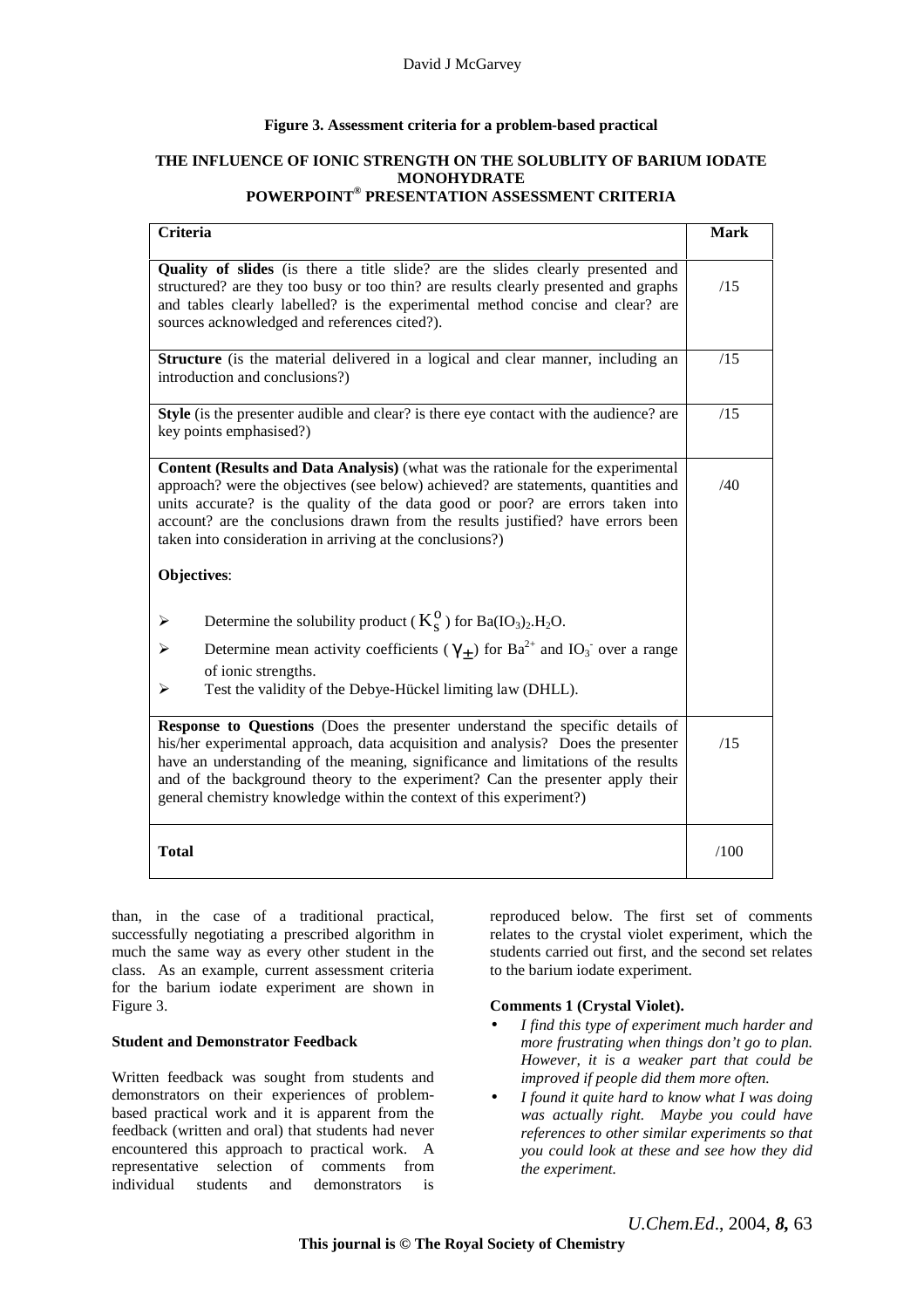**Figure 3. Assessment criteria for a problem-based practical**

**THE INFLUENCE OF IONIC STRENGTH ON THE SOLUBLITY OF BARIUM IODATE MONOHYDRATE**
**POWERPOINT® PRESENTATION ASSESSMENT CRITERIA**

| Criteria | Mark |
|---|---|
| **Quality of slides** (is there a title slide? are the slides clearly presented and structured? are they too busy or too thin? are results clearly presented and graphs and tables clearly labelled? is the experimental method concise and clear? are sources acknowledged and references cited?). | /15 |
| **Structure** (is the material delivered in a logical and clear manner, including an introduction and conclusions?) | /15 |
| **Style** (is the presenter audible and clear? is there eye contact with the audience? are key points emphasised?) | /15 |
| **Content (Results and Data Analysis)** (what was the rationale for the experimental approach? were the objectives (see below) achieved? are statements, quantities and units accurate? is the quality of the data good or poor? are errors taken into account? are the conclusions drawn from the results justified? have errors been taken into consideration in arriving at the conclusions?) <br><br> **Objectives**: <br> ➢ Determine the solubility product ($K_s^0$) for $Ba(IO_3)_2.H_2O$. <br> ➢ Determine mean activity coefficients ($\gamma_{\pm}$) for $Ba^{2+}$ and $IO_3^-$ over a range of ionic strengths. <br> ➢ Test the validity of the Debye-Hückel limiting law (DHLL). | /40 |
| **Response to Questions** (Does the presenter understand the specific details of his/her experimental approach, data acquisition and analysis? Does the presenter have an understanding of the meaning, significance and limitations of the results and of the background theory to the experiment? Can the presenter apply their general chemistry knowledge within the context of this experiment?) | /15 |
| **Total** | /100 |

than, in the case of a traditional practical, successfully negotiating a prescribed algorithm in much the same way as every other student in the class. As an example, current assessment criteria for the barium iodate experiment are shown in Figure 3.

**Student and Demonstrator Feedback**

Written feedback was sought from students and demonstrators on their experiences of problem-based practical work and it is apparent from the feedback (written and oral) that students had never encountered this approach to practical work. A representative selection of comments from individual students and demonstrators is reproduced below. The first set of comments relates to the crystal violet experiment, which the students carried out first, and the second set relates to the barium iodate experiment.

**Comments 1 (Crystal Violet).**

- *I find this type of experiment much harder and more frustrating when things don't go to plan. However, it is a weaker part that could be improved if people did them more often.*
- *I found it quite hard to know what I was doing was actually right. Maybe you could have references to other similar experiments so that you could look at these and see how they did the experiment.*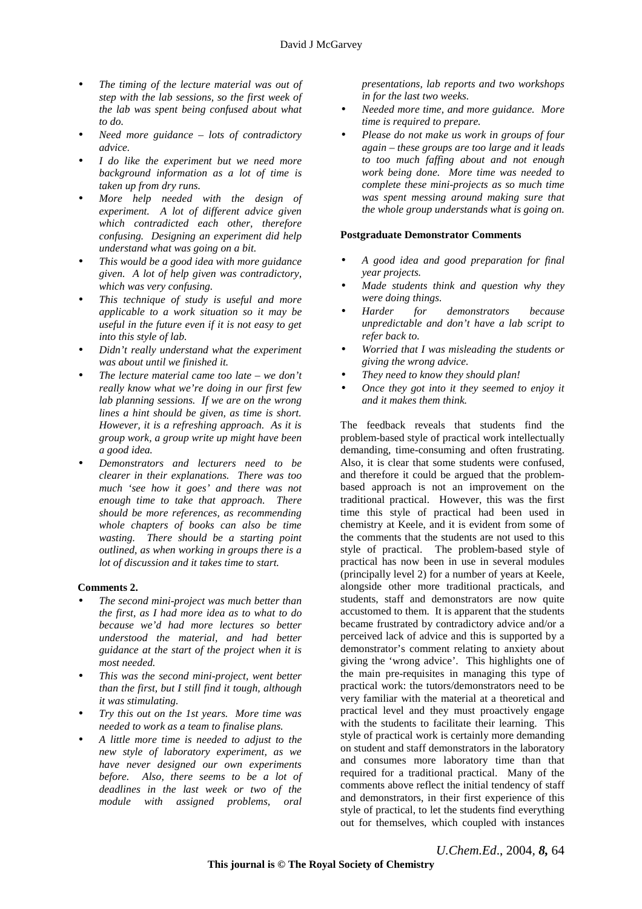- *The timing of the lecture material was out of step with the lab sessions, so the first week of the lab was spent being confused about what to do.*
- *Need more guidance – lots of contradictory advice.*
- *I do like the experiment but we need more background information as a lot of time is taken up from dry runs.*
- *More help needed with the design of experiment. A lot of different advice given which contradicted each other, therefore confusing. Designing an experiment did help understand what was going on a bit.*
- *This would be a good idea with more guidance given. A lot of help given was contradictory, which was very confusing.*
- *This technique of study is useful and more applicable to a work situation so it may be useful in the future even if it is not easy to get into this style of lab.*
- *Didn't really understand what the experiment was about until we finished it.*
- *The lecture material came too late – we don't really know what we're doing in our first few lab planning sessions. If we are on the wrong lines a hint should be given, as time is short. However, it is a refreshing approach. As it is group work, a group write up might have been a good idea.*
- *Demonstrators and lecturers need to be clearer in their explanations. There was too much 'see how it goes' and there was not enough time to take that approach. There should be more references, as recommending whole chapters of books can also be time wasting. There should be a starting point outlined, as when working in groups there is a lot of discussion and it takes time to start.*

**Comments 2.**

- *The second mini-project was much better than the first, as I had more idea as to what to do because we'd had more lectures so better understood the material, and had better guidance at the start of the project when it is most needed.*
- *This was the second mini-project, went better than the first, but I still find it tough, although it was stimulating.*
- *Try this out on the 1st years. More time was needed to work as a team to finalise plans.*
- *A little more time is needed to adjust to the new style of laboratory experiment, as we have never designed our own experiments before. Also, there seems to be a lot of deadlines in the last week or two of the module with assigned problems, oral presentations, lab reports and two workshops in for the last two weeks.*
- *Needed more time, and more guidance. More time is required to prepare.*
- *Please do not make us work in groups of four again – these groups are too large and it leads to too much faffing about and not enough work being done. More time was needed to complete these mini-projects as so much time was spent messing around making sure that the whole group understands what is going on.*

**Postgraduate Demonstrator Comments**

- *A good idea and good preparation for final year projects.*
- *Made students think and question why they were doing things.*
- *Harder for demonstrators because unpredictable and don't have a lab script to refer back to.*
- *Worried that I was misleading the students or giving the wrong advice.*
- *They need to know they should plan!*
- *Once they got into it they seemed to enjoy it and it makes them think.*

The feedback reveals that students find the problem-based style of practical work intellectually demanding, time-consuming and often frustrating. Also, it is clear that some students were confused, and therefore it could be argued that the problem-based approach is not an improvement on the traditional practical. However, this was the first time this style of practical had been used in chemistry at Keele, and it is evident from some of the comments that the students are not used to this style of practical. The problem-based style of practical has now been in use in several modules (principally level 2) for a number of years at Keele, alongside other more traditional practicals, and students, staff and demonstrators are now quite accustomed to them. It is apparent that the students became frustrated by contradictory advice and/or a perceived lack of advice and this is supported by a demonstrator's comment relating to anxiety about giving the 'wrong advice'. This highlights one of the main pre-requisites in managing this type of practical work: the tutors/demonstrators need to be very familiar with the material at a theoretical and practical level and they must proactively engage with the students to facilitate their learning. This style of practical work is certainly more demanding on student and staff demonstrators in the laboratory and consumes more laboratory time than that required for a traditional practical. Many of the comments above reflect the initial tendency of staff and demonstrators, in their first experience of this style of practical, to let the students find everything out for themselves, which coupled with instances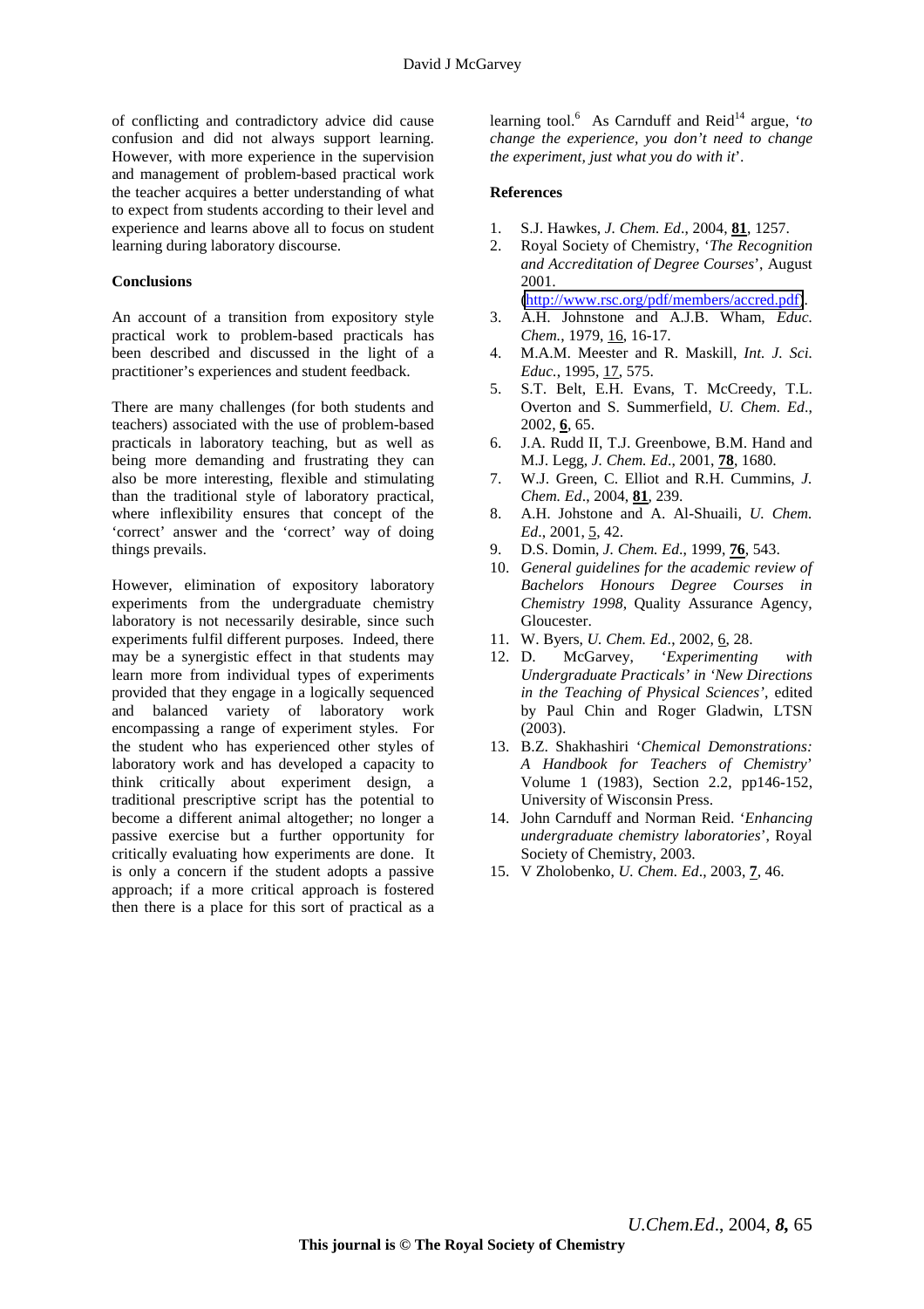of conflicting and contradictory advice did cause confusion and did not always support learning. However, with more experience in the supervision and management of problem-based practical work the teacher acquires a better understanding of what to expect from students according to their level and experience and learns above all to focus on student learning during laboratory discourse.

## Conclusions

An account of a transition from expository style practical work to problem-based practicals has been described and discussed in the light of a practitioner's experiences and student feedback.

There are many challenges (for both students and teachers) associated with the use of problem-based practicals in laboratory teaching, but as well as being more demanding and frustrating they can also be more interesting, flexible and stimulating than the traditional style of laboratory practical, where inflexibility ensures that concept of the 'correct' answer and the 'correct' way of doing things prevails.

However, elimination of expository laboratory experiments from the undergraduate chemistry laboratory is not necessarily desirable, since such experiments fulfil different purposes. Indeed, there may be a synergistic effect in that students may learn more from individual types of experiments provided that they engage in a logically sequenced and balanced variety of laboratory work encompassing a range of experiment styles. For the student who has experienced other styles of laboratory work and has developed a capacity to think critically about experiment design, a traditional prescriptive script has the potential to become a different animal altogether; no longer a passive exercise but a further opportunity for critically evaluating how experiments are done. It is only a concern if the student adopts a passive approach; if a more critical approach is fostered then there is a place for this sort of practical as a learning tool.[6] As Carnduff and Reid[14] argue, '*to change the experience, you don't need to change the experiment, just what you do with it*'.

## References

1. S.J. Hawkes, *J. Chem. Ed*., 2004, **81**, 1257.
2. Royal Society of Chemistry, '*The Recognition and Accreditation of Degree Courses*', August 2001. (http://www.rsc.org/pdf/members/accred.pdf).
3. A.H. Johnstone and A.J.B. Wham, *Educ. Chem.*, 1979, 16, 16-17.
4. M.A.M. Meester and R. Maskill, *Int. J. Sci. Educ.*, 1995, 17, 575.
5. S.T. Belt, E.H. Evans, T. McCreedy, T.L. Overton and S. Summerfield, *U. Chem. Ed*., 2002, **6**, 65.
6. J.A. Rudd II, T.J. Greenbowe, B.M. Hand and M.J. Legg, *J. Chem. Ed*., 2001, **78**, 1680.
7. W.J. Green, C. Elliot and R.H. Cummins, *J. Chem. Ed*., 2004, **81**, 239.
8. A.H. Johstone and A. Al-Shuaili, *U. Chem. Ed*., 2001, 5, 42.
9. D.S. Domin, *J. Chem. Ed*., 1999, **76**, 543.
10. *General guidelines for the academic review of Bachelors Honours Degree Courses in Chemistry 1998*, Quality Assurance Agency, Gloucester.
11. W. Byers, *U. Chem. Ed*., 2002, 6, 28.
12. D. McGarvey, '*Experimenting with Undergraduate Practicals' in 'New Directions in the Teaching of Physical Sciences*', edited by Paul Chin and Roger Gladwin, LTSN (2003).
13. B.Z. Shakhashiri '*Chemical Demonstrations: A Handbook for Teachers of Chemistry*' Volume 1 (1983), Section 2.2, pp146-152, University of Wisconsin Press.
14. John Carnduff and Norman Reid. '*Enhancing undergraduate chemistry laboratories*', Royal Society of Chemistry, 2003.
15. V Zholobenko, *U. Chem. Ed*., 2003, **7**, 46.

This journal is © The Royal Society of Chemistry